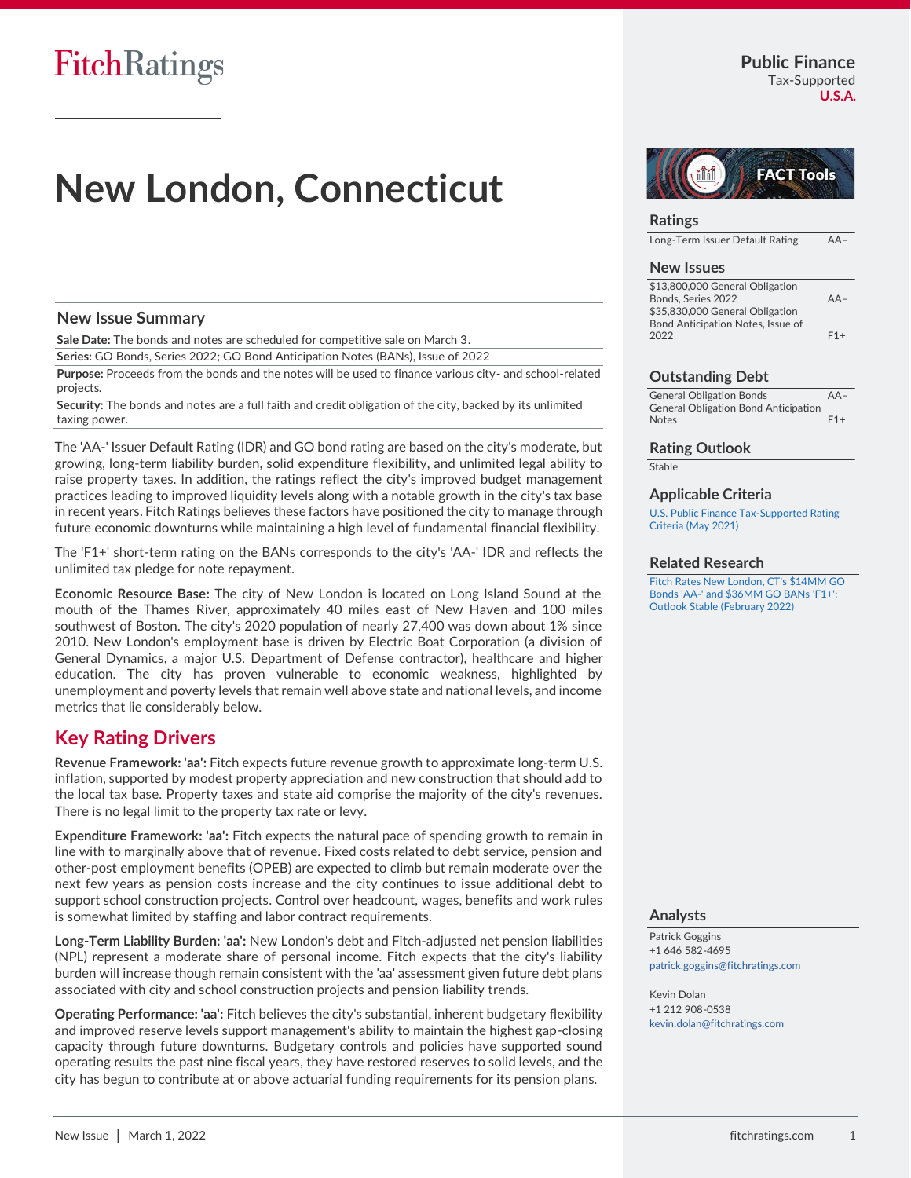Fitch Ratings

**Public Finance**
Tax-Supported
**U.S.A.**

# New London, Connecticut

## New Issue Summary

**Sale Date:** The bonds and notes are scheduled for competitive sale on March 3.

**Series:** GO Bonds, Series 2022; GO Bond Anticipation Notes (BANs), Issue of 2022

**Purpose:** Proceeds from the bonds and the notes will be used to finance various city- and school-related projects.

**Security:** The bonds and notes are a full faith and credit obligation of the city, backed by its unlimited taxing power.

The 'AA-' Issuer Default Rating (IDR) and GO bond rating are based on the city's moderate, but growing, long-term liability burden, solid expenditure flexibility, and unlimited legal ability to raise property taxes. In addition, the ratings reflect the city's improved budget management practices leading to improved liquidity levels along with a notable growth in the city's tax base in recent years. Fitch Ratings believes these factors have positioned the city to manage through future economic downturns while maintaining a high level of fundamental financial flexibility.

The 'F1+' short-term rating on the BANs corresponds to the city's 'AA-' IDR and reflects the unlimited tax pledge for note repayment.

**Economic Resource Base:** The city of New London is located on Long Island Sound at the mouth of the Thames River, approximately 40 miles east of New Haven and 100 miles southwest of Boston. The city's 2020 population of nearly 27,400 was down about 1% since 2010. New London's employment base is driven by Electric Boat Corporation (a division of General Dynamics, a major U.S. Department of Defense contractor), healthcare and higher education. The city has proven vulnerable to economic weakness, highlighted by unemployment and poverty levels that remain well above state and national levels, and income metrics that lie considerably below.

## Key Rating Drivers

**Revenue Framework: 'aa':** Fitch expects future revenue growth to approximate long-term U.S. inflation, supported by modest property appreciation and new construction that should add to the local tax base. Property taxes and state aid comprise the majority of the city's revenues. There is no legal limit to the property tax rate or levy.

**Expenditure Framework: 'aa':** Fitch expects the natural pace of spending growth to remain in line with to marginally above that of revenue. Fixed costs related to debt service, pension and other-post employment benefits (OPEB) are expected to climb but remain moderate over the next few years as pension costs increase and the city continues to issue additional debt to support school construction projects. Control over headcount, wages, benefits and work rules is somewhat limited by staffing and labor contract requirements.

**Long-Term Liability Burden: 'aa':** New London's debt and Fitch-adjusted net pension liabilities (NPL) represent a moderate share of personal income. Fitch expects that the city's liability burden will increase though remain consistent with the 'aa' assessment given future debt plans associated with city and school construction projects and pension liability trends.

**Operating Performance: 'aa':** Fitch believes the city's substantial, inherent budgetary flexibility and improved reserve levels support management's ability to maintain the highest gap-closing capacity through future downturns. Budgetary controls and policies have supported sound operating results the past nine fiscal years, they have restored reserves to solid levels, and the city has begun to contribute at or above actuarial funding requirements for its pension plans.

FACT Tools

### Ratings

| | |
|---|---|
| Long-Term Issuer Default Rating | AA– |

### New Issues

| | |
|---|---|
| $13,800,000 General Obligation Bonds, Series 2022 | AA– |
| $35,830,000 General Obligation Bond Anticipation Notes, Issue of 2022 | F1+ |

### Outstanding Debt

| | |
|---|---|
| General Obligation Bonds | AA– |
| General Obligation Bond Anticipation Notes | F1+ |

### Rating Outlook

Stable

### Applicable Criteria

U.S. Public Finance Tax-Supported Rating Criteria (May 2021)

### Related Research

Fitch Rates New London, CT's $14MM GO Bonds 'AA-' and $36MM GO BANs 'F1+'; Outlook Stable (February 2022)

### Analysts

Patrick Goggins
+1 646 582-4695
patrick.goggins@fitchratings.com

Kevin Dolan
+1 212 908-0538
kevin.dolan@fitchratings.com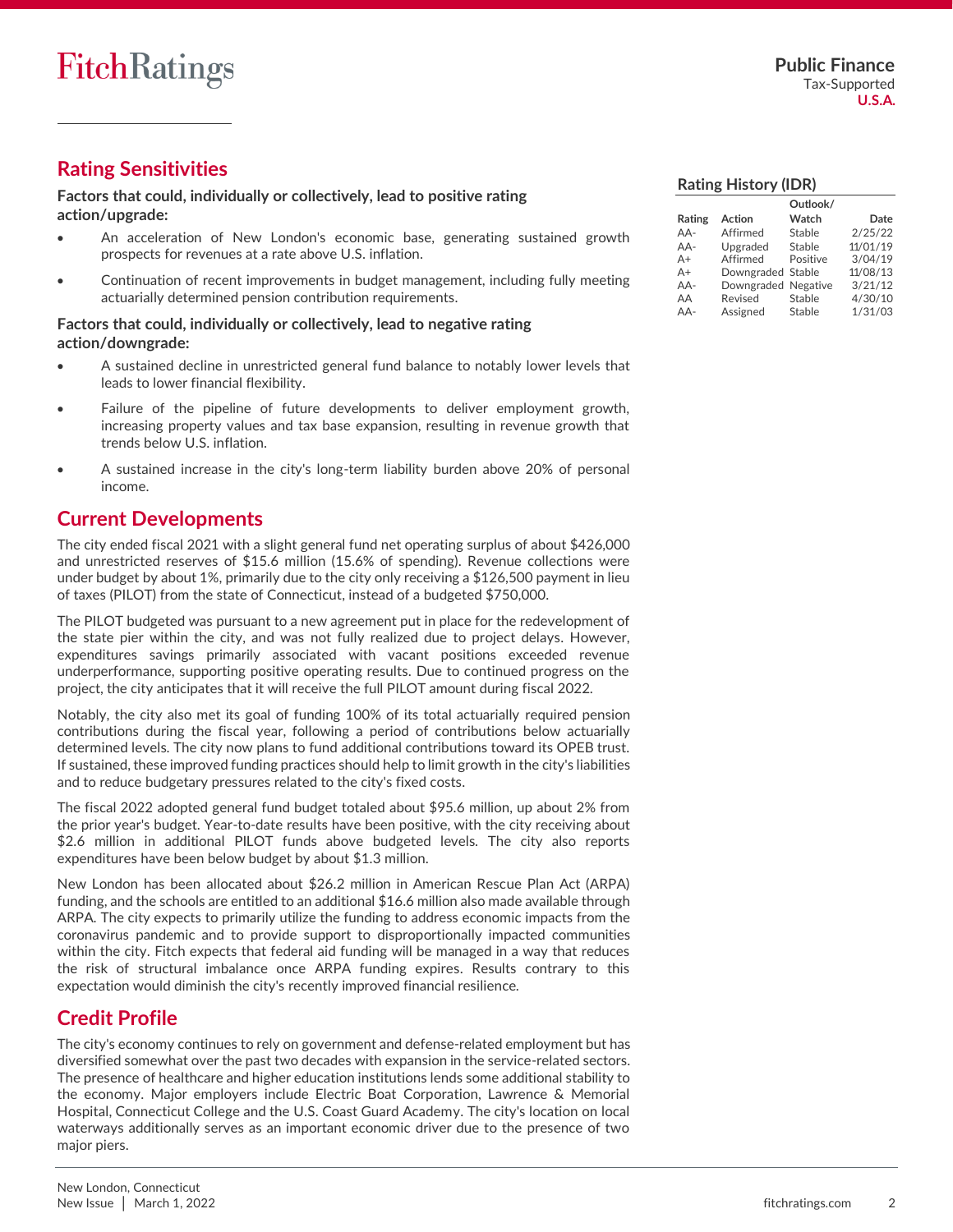## Rating Sensitivities

**Factors that could, individually or collectively, lead to positive rating action/upgrade:**

- An acceleration of New London's economic base, generating sustained growth prospects for revenues at a rate above U.S. inflation.
- Continuation of recent improvements in budget management, including fully meeting actuarially determined pension contribution requirements.

**Factors that could, individually or collectively, lead to negative rating action/downgrade:**

- A sustained decline in unrestricted general fund balance to notably lower levels that leads to lower financial flexibility.
- Failure of the pipeline of future developments to deliver employment growth, increasing property values and tax base expansion, resulting in revenue growth that trends below U.S. inflation.
- A sustained increase in the city's long-term liability burden above 20% of personal income.

### Rating History (IDR)

| Rating | Action | Outlook/ Watch | Date |
|---|---|---|---|
| AA- | Affirmed | Stable | 2/25/22 |
| AA- | Upgraded | Stable | 11/01/19 |
| A+ | Affirmed | Positive | 3/04/19 |
| A+ | Downgraded | Stable | 11/08/13 |
| AA- | Downgraded | Negative | 3/21/12 |
| AA | Revised | Stable | 4/30/10 |
| AA- | Assigned | Stable | 1/31/03 |

## Current Developments

The city ended fiscal 2021 with a slight general fund net operating surplus of about $426,000 and unrestricted reserves of $15.6 million (15.6% of spending). Revenue collections were under budget by about 1%, primarily due to the city only receiving a $126,500 payment in lieu of taxes (PILOT) from the state of Connecticut, instead of a budgeted $750,000.

The PILOT budgeted was pursuant to a new agreement put in place for the redevelopment of the state pier within the city, and was not fully realized due to project delays. However, expenditures savings primarily associated with vacant positions exceeded revenue underperformance, supporting positive operating results. Due to continued progress on the project, the city anticipates that it will receive the full PILOT amount during fiscal 2022.

Notably, the city also met its goal of funding 100% of its total actuarially required pension contributions during the fiscal year, following a period of contributions below actuarially determined levels. The city now plans to fund additional contributions toward its OPEB trust. If sustained, these improved funding practices should help to limit growth in the city's liabilities and to reduce budgetary pressures related to the city's fixed costs.

The fiscal 2022 adopted general fund budget totaled about $95.6 million, up about 2% from the prior year's budget. Year-to-date results have been positive, with the city receiving about $2.6 million in additional PILOT funds above budgeted levels. The city also reports expenditures have been below budget by about $1.3 million.

New London has been allocated about $26.2 million in American Rescue Plan Act (ARPA) funding, and the schools are entitled to an additional $16.6 million also made available through ARPA. The city expects to primarily utilize the funding to address economic impacts from the coronavirus pandemic and to provide support to disproportionally impacted communities within the city. Fitch expects that federal aid funding will be managed in a way that reduces the risk of structural imbalance once ARPA funding expires. Results contrary to this expectation would diminish the city's recently improved financial resilience.

## Credit Profile

The city's economy continues to rely on government and defense-related employment but has diversified somewhat over the past two decades with expansion in the service-related sectors. The presence of healthcare and higher education institutions lends some additional stability to the economy. Major employers include Electric Boat Corporation, Lawrence & Memorial Hospital, Connecticut College and the U.S. Coast Guard Academy. The city's location on local waterways additionally serves as an important economic driver due to the presence of two major piers.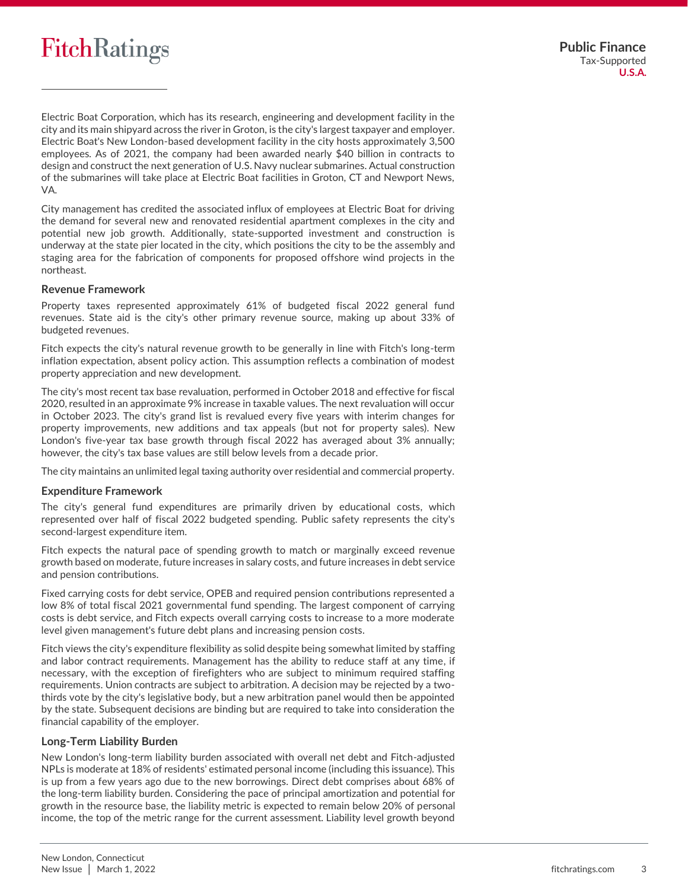Electric Boat Corporation, which has its research, engineering and development facility in the city and its main shipyard across the river in Groton, is the city's largest taxpayer and employer. Electric Boat's New London-based development facility in the city hosts approximately 3,500 employees. As of 2021, the company had been awarded nearly $40 billion in contracts to design and construct the next generation of U.S. Navy nuclear submarines. Actual construction of the submarines will take place at Electric Boat facilities in Groton, CT and Newport News, VA.

City management has credited the associated influx of employees at Electric Boat for driving the demand for several new and renovated residential apartment complexes in the city and potential new job growth. Additionally, state-supported investment and construction is underway at the state pier located in the city, which positions the city to be the assembly and staging area for the fabrication of components for proposed offshore wind projects in the northeast.

### Revenue Framework

Property taxes represented approximately 61% of budgeted fiscal 2022 general fund revenues. State aid is the city's other primary revenue source, making up about 33% of budgeted revenues.

Fitch expects the city's natural revenue growth to be generally in line with Fitch's long-term inflation expectation, absent policy action. This assumption reflects a combination of modest property appreciation and new development.

The city's most recent tax base revaluation, performed in October 2018 and effective for fiscal 2020, resulted in an approximate 9% increase in taxable values. The next revaluation will occur in October 2023. The city's grand list is revalued every five years with interim changes for property improvements, new additions and tax appeals (but not for property sales). New London's five-year tax base growth through fiscal 2022 has averaged about 3% annually; however, the city's tax base values are still below levels from a decade prior.

The city maintains an unlimited legal taxing authority over residential and commercial property.

### Expenditure Framework

The city's general fund expenditures are primarily driven by educational costs, which represented over half of fiscal 2022 budgeted spending. Public safety represents the city's second-largest expenditure item.

Fitch expects the natural pace of spending growth to match or marginally exceed revenue growth based on moderate, future increases in salary costs, and future increases in debt service and pension contributions.

Fixed carrying costs for debt service, OPEB and required pension contributions represented a low 8% of total fiscal 2021 governmental fund spending. The largest component of carrying costs is debt service, and Fitch expects overall carrying costs to increase to a more moderate level given management's future debt plans and increasing pension costs.

Fitch views the city's expenditure flexibility as solid despite being somewhat limited by staffing and labor contract requirements. Management has the ability to reduce staff at any time, if necessary, with the exception of firefighters who are subject to minimum required staffing requirements. Union contracts are subject to arbitration. A decision may be rejected by a two-thirds vote by the city's legislative body, but a new arbitration panel would then be appointed by the state. Subsequent decisions are binding but are required to take into consideration the financial capability of the employer.

### Long-Term Liability Burden

New London's long-term liability burden associated with overall net debt and Fitch-adjusted NPLs is moderate at 18% of residents' estimated personal income (including this issuance). This is up from a few years ago due to the new borrowings. Direct debt comprises about 68% of the long-term liability burden. Considering the pace of principal amortization and potential for growth in the resource base, the liability metric is expected to remain below 20% of personal income, the top of the metric range for the current assessment. Liability level growth beyond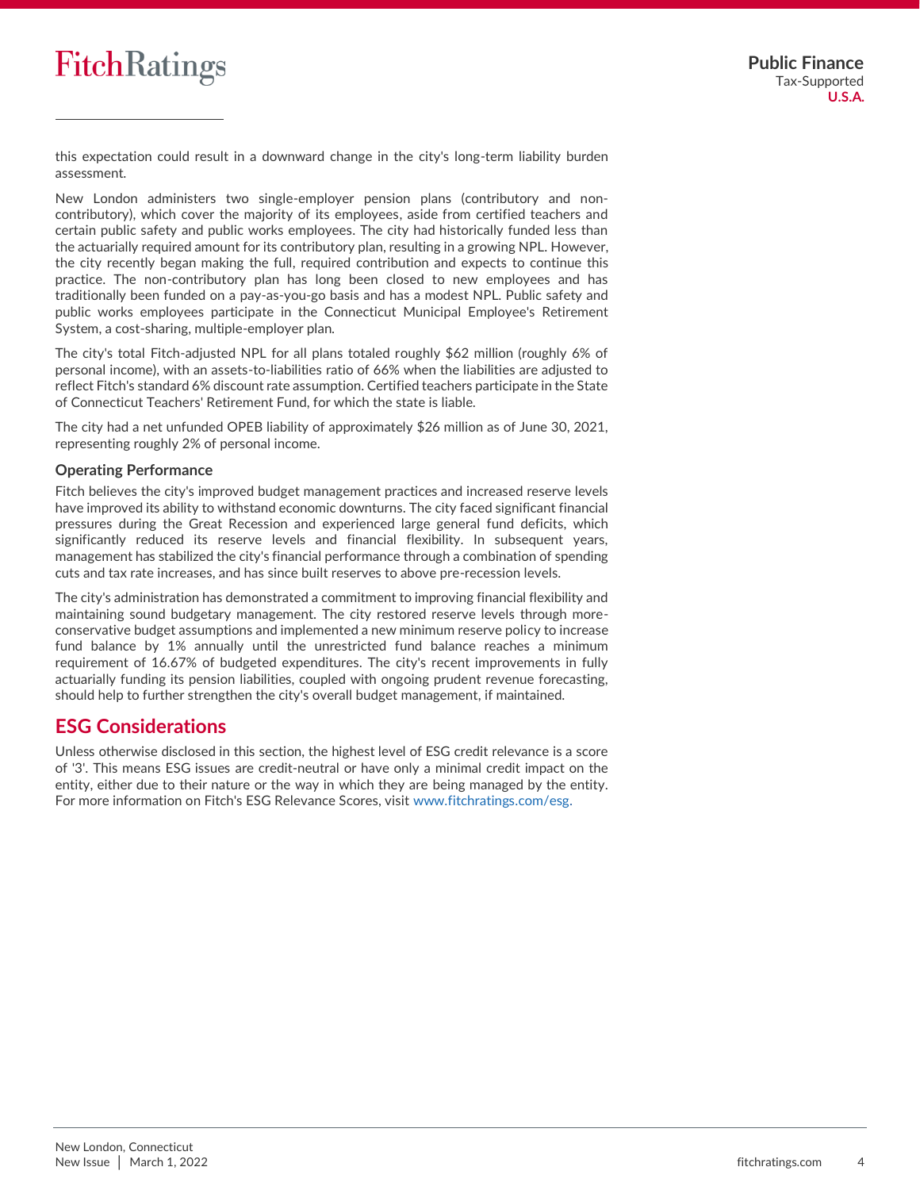this expectation could result in a downward change in the city's long-term liability burden assessment.

New London administers two single-employer pension plans (contributory and non-contributory), which cover the majority of its employees, aside from certified teachers and certain public safety and public works employees. The city had historically funded less than the actuarially required amount for its contributory plan, resulting in a growing NPL. However, the city recently began making the full, required contribution and expects to continue this practice. The non-contributory plan has long been closed to new employees and has traditionally been funded on a pay-as-you-go basis and has a modest NPL. Public safety and public works employees participate in the Connecticut Municipal Employee's Retirement System, a cost-sharing, multiple-employer plan.

The city's total Fitch-adjusted NPL for all plans totaled roughly $62 million (roughly 6% of personal income), with an assets-to-liabilities ratio of 66% when the liabilities are adjusted to reflect Fitch's standard 6% discount rate assumption. Certified teachers participate in the State of Connecticut Teachers' Retirement Fund, for which the state is liable.

The city had a net unfunded OPEB liability of approximately $26 million as of June 30, 2021, representing roughly 2% of personal income.

### Operating Performance

Fitch believes the city's improved budget management practices and increased reserve levels have improved its ability to withstand economic downturns. The city faced significant financial pressures during the Great Recession and experienced large general fund deficits, which significantly reduced its reserve levels and financial flexibility. In subsequent years, management has stabilized the city's financial performance through a combination of spending cuts and tax rate increases, and has since built reserves to above pre-recession levels.

The city's administration has demonstrated a commitment to improving financial flexibility and maintaining sound budgetary management. The city restored reserve levels through more-conservative budget assumptions and implemented a new minimum reserve policy to increase fund balance by 1% annually until the unrestricted fund balance reaches a minimum requirement of 16.67% of budgeted expenditures. The city's recent improvements in fully actuarially funding its pension liabilities, coupled with ongoing prudent revenue forecasting, should help to further strengthen the city's overall budget management, if maintained.

## ESG Considerations

Unless otherwise disclosed in this section, the highest level of ESG credit relevance is a score of '3'. This means ESG issues are credit-neutral or have only a minimal credit impact on the entity, either due to their nature or the way in which they are being managed by the entity. For more information on Fitch's ESG Relevance Scores, visit www.fitchratings.com/esg.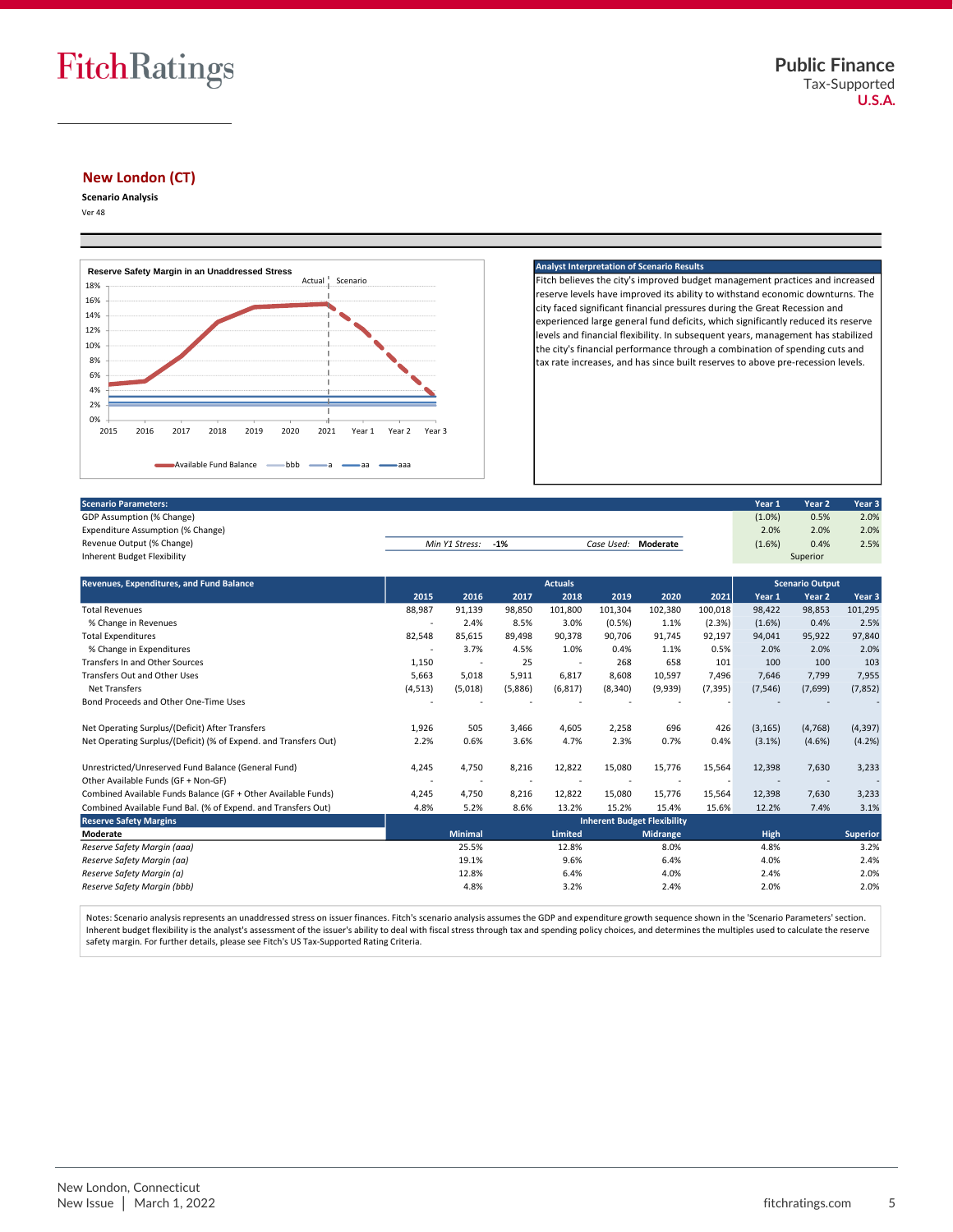# New London (CT)

**Scenario Analysis**

Ver 48

**Reserve Safety Margin in an Unaddressed Stress**

Actual | Scenario

Available Fund Balance — bbb — a — aa — aaa

**Analyst Interpretation of Scenario Results**

Fitch believes the city's improved budget management practices and increased reserve levels have improved its ability to withstand economic downturns. The city faced significant financial pressures during the Great Recession and experienced large general fund deficits, which significantly reduced its reserve levels and financial flexibility. In subsequent years, management has stabilized the city's financial performance through a combination of spending cuts and tax rate increases, and has since built reserves to above pre-recession levels.

| Scenario Parameters: | | | Year 1 | Year 2 | Year 3 |
|---|---|---|---|---|---|
| GDP Assumption (% Change) | | | (1.0%) | 0.5% | 2.0% |
| Expenditure Assumption (% Change) | | | 2.0% | 2.0% | 2.0% |
| Revenue Output (% Change) | *Min Y1 Stress:* -1% | *Case Used:* **Moderate** | (1.6%) | 0.4% | 2.5% |
| Inherent Budget Flexibility | | | | Superior | |

| Revenues, Expenditures, and Fund Balance | Actuals 2015 | 2016 | 2017 | 2018 | 2019 | 2020 | 2021 | Scenario Output Year 1 | Year 2 | Year 3 |
|---|---|---|---|---|---|---|---|---|---|---|
| Total Revenues | 88,987 | 91,139 | 98,850 | 101,800 | 101,304 | 102,380 | 100,018 | 98,422 | 98,853 | 101,295 |
| % Change in Revenues | - | 2.4% | 8.5% | 3.0% | (0.5%) | 1.1% | (2.3%) | (1.6%) | 0.4% | 2.5% |
| Total Expenditures | 82,548 | 85,615 | 89,498 | 90,378 | 90,706 | 91,745 | 92,197 | 94,041 | 95,922 | 97,840 |
| % Change in Expenditures | - | 3.7% | 4.5% | 1.0% | 0.4% | 1.1% | 0.5% | 2.0% | 2.0% | 2.0% |
| Transfers In and Other Sources | 1,150 | - | 25 | - | 268 | 658 | 101 | 100 | 100 | 103 |
| Transfers Out and Other Uses | 5,663 | 5,018 | 5,911 | 6,817 | 8,608 | 10,597 | 7,496 | 7,646 | 7,799 | 7,955 |
| Net Transfers | (4,513) | (5,018) | (5,886) | (6,817) | (8,340) | (9,939) | (7,395) | (7,546) | (7,699) | (7,852) |
| Bond Proceeds and Other One-Time Uses | - | - | - | - | - | - | - | - | - | - |
| Net Operating Surplus/(Deficit) After Transfers | 1,926 | 505 | 3,466 | 4,605 | 2,258 | 696 | 426 | (3,165) | (4,768) | (4,397) |
| Net Operating Surplus/(Deficit) (% of Expend. and Transfers Out) | 2.2% | 0.6% | 3.6% | 4.7% | 2.3% | 0.7% | 0.4% | (3.1%) | (4.6%) | (4.2%) |
| Unrestricted/Unreserved Fund Balance (General Fund) | 4,245 | 4,750 | 8,216 | 12,822 | 15,080 | 15,776 | 15,564 | 12,398 | 7,630 | 3,233 |
| Other Available Funds (GF + Non-GF) | - | - | - | - | - | - | - | - | - | - |
| Combined Available Funds Balance (GF + Other Available Funds) | 4,245 | 4,750 | 8,216 | 12,822 | 15,080 | 15,776 | 15,564 | 12,398 | 7,630 | 3,233 |
| Combined Available Fund Bal. (% of Expend. and Transfers Out) | 4.8% | 5.2% | 8.6% | 13.2% | 15.2% | 15.4% | 15.6% | 12.2% | 7.4% | 3.1% |

| Reserve Safety Margins — Moderate | Inherent Budget Flexibility: Minimal | Limited | Midrange | High | Superior |
|---|---|---|---|---|---|
| *Reserve Safety Margin (aaa)* | 25.5% | 12.8% | 8.0% | 4.8% | 3.2% |
| *Reserve Safety Margin (aa)* | 19.1% | 9.6% | 6.4% | 4.0% | 2.4% |
| *Reserve Safety Margin (a)* | 12.8% | 6.4% | 4.0% | 2.4% | 2.0% |
| *Reserve Safety Margin (bbb)* | 4.8% | 3.2% | 2.4% | 2.0% | 2.0% |

Notes: Scenario analysis represents an unaddressed stress on issuer finances. Fitch's scenario analysis assumes the GDP and expenditure growth sequence shown in the 'Scenario Parameters' section. Inherent budget flexibility is the analyst's assessment of the issuer's ability to deal with fiscal stress through tax and spending policy choices, and determines the multiples used to calculate the reserve safety margin. For further details, please see Fitch's US Tax-Supported Rating Criteria.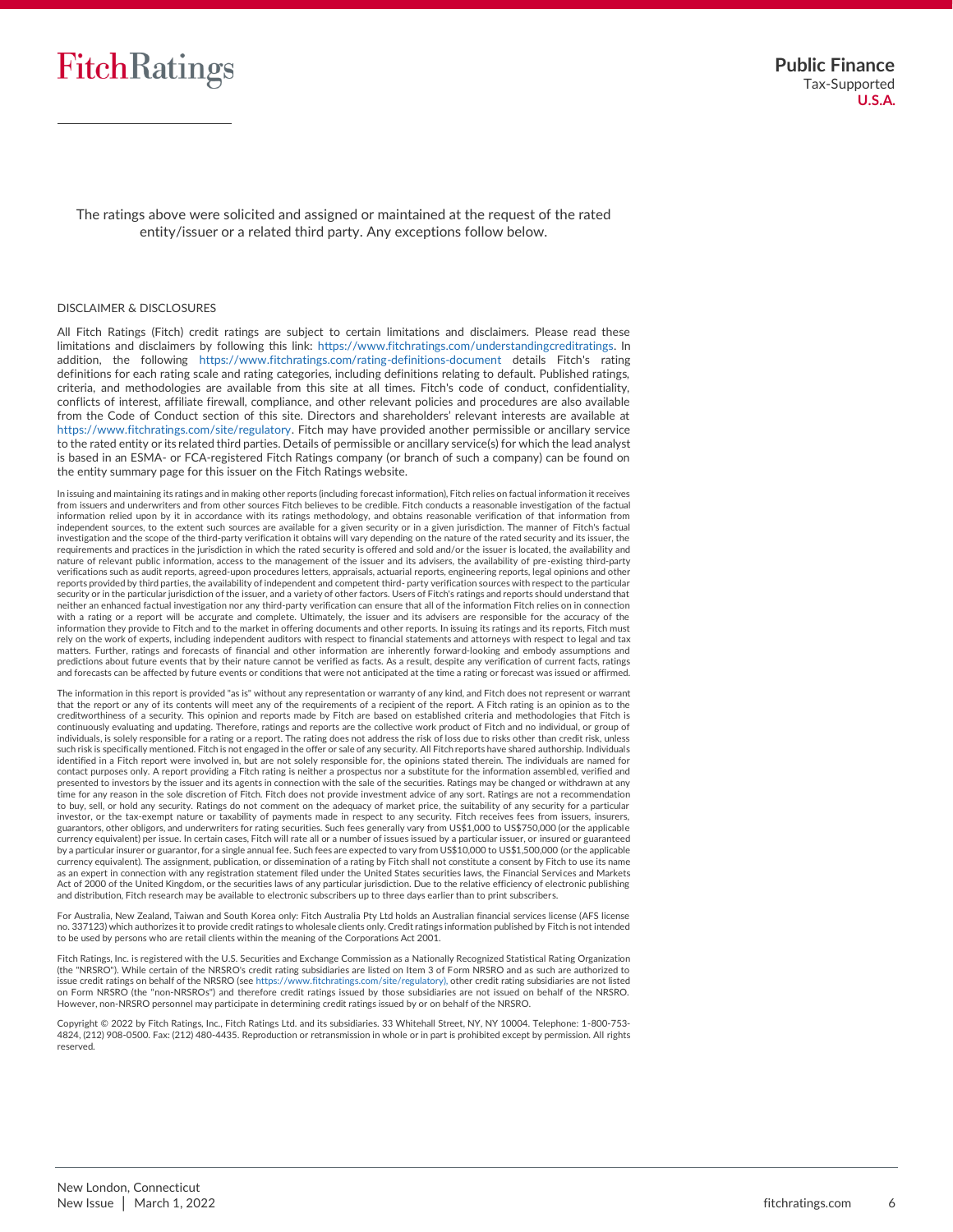The ratings above were solicited and assigned or maintained at the request of the rated entity/issuer or a related third party. Any exceptions follow below.

DISCLAIMER & DISCLOSURES

All Fitch Ratings (Fitch) credit ratings are subject to certain limitations and disclaimers. Please read these limitations and disclaimers by following this link: https://www.fitchratings.com/understandingcreditratings. In addition, the following https://www.fitchratings.com/rating-definitions-document details Fitch's rating definitions for each rating scale and rating categories, including definitions relating to default. Published ratings, criteria, and methodologies are available from this site at all times. Fitch's code of conduct, confidentiality, conflicts of interest, affiliate firewall, compliance, and other relevant policies and procedures are also available from the Code of Conduct section of this site. Directors and shareholders' relevant interests are available at https://www.fitchratings.com/site/regulatory. Fitch may have provided another permissible or ancillary service to the rated entity or its related third parties. Details of permissible or ancillary service(s) for which the lead analyst is based in an ESMA- or FCA-registered Fitch Ratings company (or branch of such a company) can be found on the entity summary page for this issuer on the Fitch Ratings website.

In issuing and maintaining its ratings and in making other reports (including forecast information), Fitch relies on factual information it receives from issuers and underwriters and from other sources Fitch believes to be credible. Fitch conducts a reasonable investigation of the factual information relied upon by it in accordance with its ratings methodology, and obtains reasonable verification of that information from independent sources, to the extent such sources are available for a given security or in a given jurisdiction. The manner of Fitch's factual investigation and the scope of the third-party verification it obtains will vary depending on the nature of the rated security and its issuer, the requirements and practices in the jurisdiction in which the rated security is offered and sold and/or the issuer is located, the availability and nature of relevant public information, access to the management of the issuer and its advisers, the availability of pre-existing third-party verifications such as audit reports, agreed-upon procedures letters, appraisals, actuarial reports, engineering reports, legal opinions and other reports provided by third parties, the availability of independent and competent third- party verification sources with respect to the particular security or in the particular jurisdiction of the issuer, and a variety of other factors. Users of Fitch's ratings and reports should understand that neither an enhanced factual investigation nor any third-party verification can ensure that all of the information Fitch relies on in connection with a rating or a report will be accurate and complete. Ultimately, the issuer and its advisers are responsible for the accuracy of the information they provide to Fitch and to the market in offering documents and other reports. In issuing its ratings and its reports, Fitch must rely on the work of experts, including independent auditors with respect to financial statements and attorneys with respect to legal and tax matters. Further, ratings and forecasts of financial and other information are inherently forward-looking and embody assumptions and predictions about future events that by their nature cannot be verified as facts. As a result, despite any verification of current facts, ratings and forecasts can be affected by future events or conditions that were not anticipated at the time a rating or forecast was issued or affirmed.

The information in this report is provided "as is" without any representation or warranty of any kind, and Fitch does not represent or warrant that the report or any of its contents will meet any of the requirements of a recipient of the report. A Fitch rating is an opinion as to the creditworthiness of a security. This opinion and reports made by Fitch are based on established criteria and methodologies that Fitch is continuously evaluating and updating. Therefore, ratings and reports are the collective work product of Fitch and no individual, or group of individuals, is solely responsible for a rating or a report. The rating does not address the risk of loss due to risks other than credit risk, unless such risk is specifically mentioned. Fitch is not engaged in the offer or sale of any security. All Fitch reports have shared authorship. Individuals identified in a Fitch report were involved in, but are not solely responsible for, the opinions stated therein. The individuals are named for contact purposes only. A report providing a Fitch rating is neither a prospectus nor a substitute for the information assembled, verified and presented to investors by the issuer and its agents in connection with the sale of the securities. Ratings may be changed or withdrawn at any time for any reason in the sole discretion of Fitch. Fitch does not provide investment advice of any sort. Ratings are not a recommendation to buy, sell, or hold any security. Ratings do not comment on the adequacy of market price, the suitability of any security for a particular investor, or the tax-exempt nature or taxability of payments made in respect to any security. Fitch receives fees from issuers, insurers, guarantors, other obligors, and underwriters for rating securities. Such fees generally vary from US$1,000 to US$750,000 (or the applicable currency equivalent) per issue. In certain cases, Fitch will rate all or a number of issues issued by a particular issuer, or insured or guaranteed by a particular insurer or guarantor, for a single annual fee. Such fees are expected to vary from US$10,000 to US$1,500,000 (or the applicable currency equivalent). The assignment, publication, or dissemination of a rating by Fitch shall not constitute a consent by Fitch to use its name as an expert in connection with any registration statement filed under the United States securities laws, the Financial Services and Markets Act of 2000 of the United Kingdom, or the securities laws of any particular jurisdiction. Due to the relative efficiency of electronic publishing and distribution, Fitch research may be available to electronic subscribers up to three days earlier than to print subscribers.

For Australia, New Zealand, Taiwan and South Korea only: Fitch Australia Pty Ltd holds an Australian financial services license (AFS license no. 337123) which authorizes it to provide credit ratings to wholesale clients only. Credit ratings information published by Fitch is not intended to be used by persons who are retail clients within the meaning of the Corporations Act 2001.

Fitch Ratings, Inc. is registered with the U.S. Securities and Exchange Commission as a Nationally Recognized Statistical Rating Organization (the "NRSRO"). While certain of the NRSRO's credit rating subsidiaries are listed on Item 3 of Form NRSRO and as such are authorized to issue credit ratings on behalf of the NRSRO (see https://www.fitchratings.com/site/regulatory), other credit rating subsidiaries are not listed on Form NRSRO (the "non-NRSROs") and therefore credit ratings issued by those subsidiaries are not issued on behalf of the NRSRO. However, non-NRSRO personnel may participate in determining credit ratings issued by or on behalf of the NRSRO.

Copyright © 2022 by Fitch Ratings, Inc., Fitch Ratings Ltd. and its subsidiaries. 33 Whitehall Street, NY, NY 10004. Telephone: 1-800-753-4824, (212) 908-0500. Fax: (212) 480-4435. Reproduction or retransmission in whole or in part is prohibited except by permission. All rights reserved.